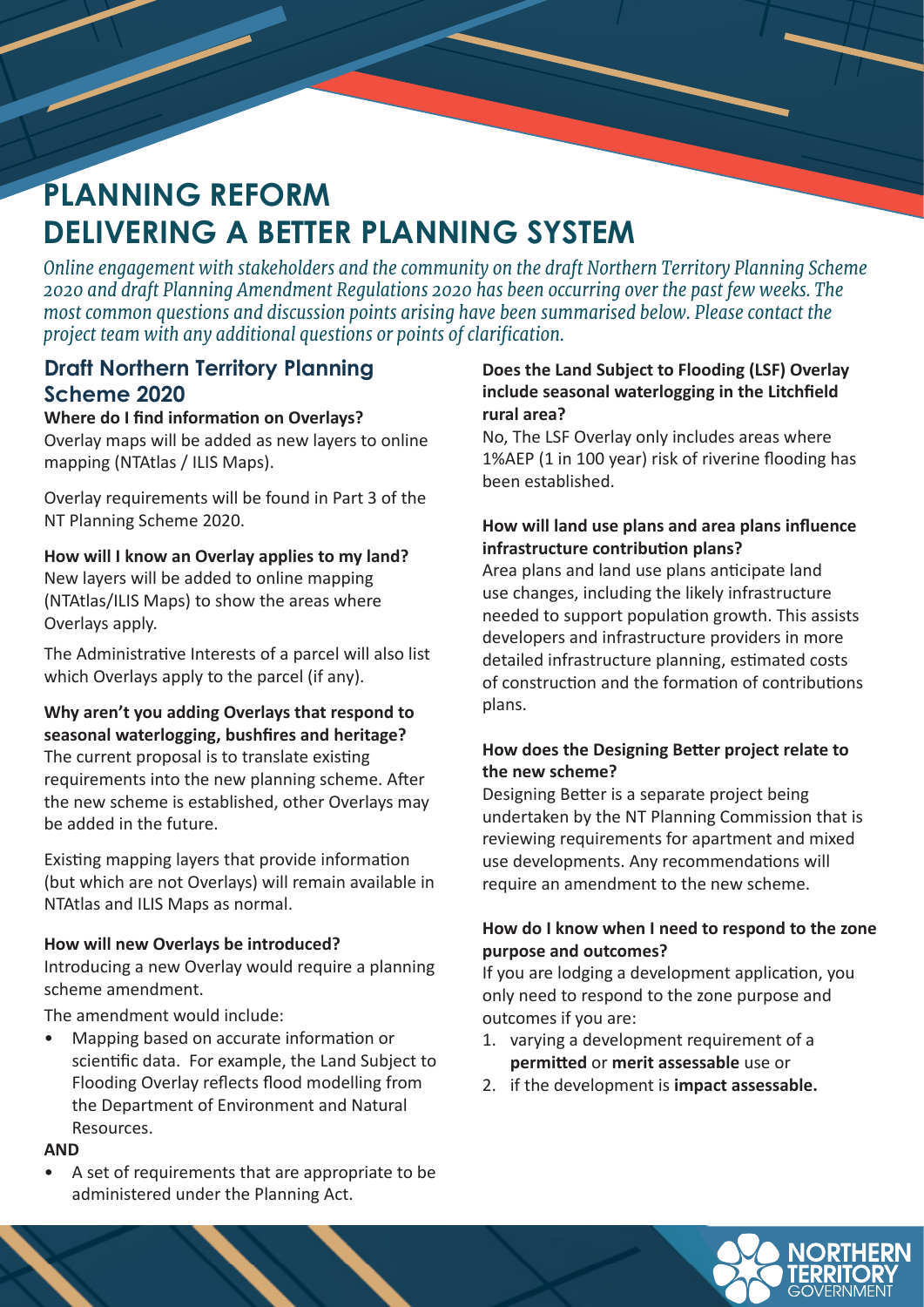# PLANNING REFORM
# DELIVERING A BETTER PLANNING SYSTEM

*Online engagement with stakeholders and the community on the draft Northern Territory Planning Scheme 2020 and draft Planning Amendment Regulations 2020 has been occurring over the past few weeks. The most common questions and discussion points arising have been summarised below. Please contact the project team with any additional questions or points of clarification.*

## Draft Northern Territory Planning Scheme 2020

**Where do I find information on Overlays?**

Overlay maps will be added as new layers to online mapping (NTAtlas / ILIS Maps).

Overlay requirements will be found in Part 3 of the NT Planning Scheme 2020.

**How will I know an Overlay applies to my land?**

New layers will be added to online mapping (NTAtlas/ILIS Maps) to show the areas where Overlays apply.

The Administrative Interests of a parcel will also list which Overlays apply to the parcel (if any).

**Why aren't you adding Overlays that respond to seasonal waterlogging, bushfires and heritage?**

The current proposal is to translate existing requirements into the new planning scheme. After the new scheme is established, other Overlays may be added in the future.

Existing mapping layers that provide information (but which are not Overlays) will remain available in NTAtlas and ILIS Maps as normal.

**How will new Overlays be introduced?**

Introducing a new Overlay would require a planning scheme amendment.

The amendment would include:

- Mapping based on accurate information or scientific data. For example, the Land Subject to Flooding Overlay reflects flood modelling from the Department of Environment and Natural Resources.

**AND**

- A set of requirements that are appropriate to be administered under the Planning Act.

**Does the Land Subject to Flooding (LSF) Overlay include seasonal waterlogging in the Litchfield rural area?**

No, The LSF Overlay only includes areas where 1%AEP (1 in 100 year) risk of riverine flooding has been established.

**How will land use plans and area plans influence infrastructure contribution plans?**

Area plans and land use plans anticipate land use changes, including the likely infrastructure needed to support population growth. This assists developers and infrastructure providers in more detailed infrastructure planning, estimated costs of construction and the formation of contributions plans.

**How does the Designing Better project relate to the new scheme?**

Designing Better is a separate project being undertaken by the NT Planning Commission that is reviewing requirements for apartment and mixed use developments. Any recommendations will require an amendment to the new scheme.

**How do I know when I need to respond to the zone purpose and outcomes?**

If you are lodging a development application, you only need to respond to the zone purpose and outcomes if you are:

1. varying a development requirement of a **permitted** or **merit assessable** use or
2. if the development is **impact assessable.**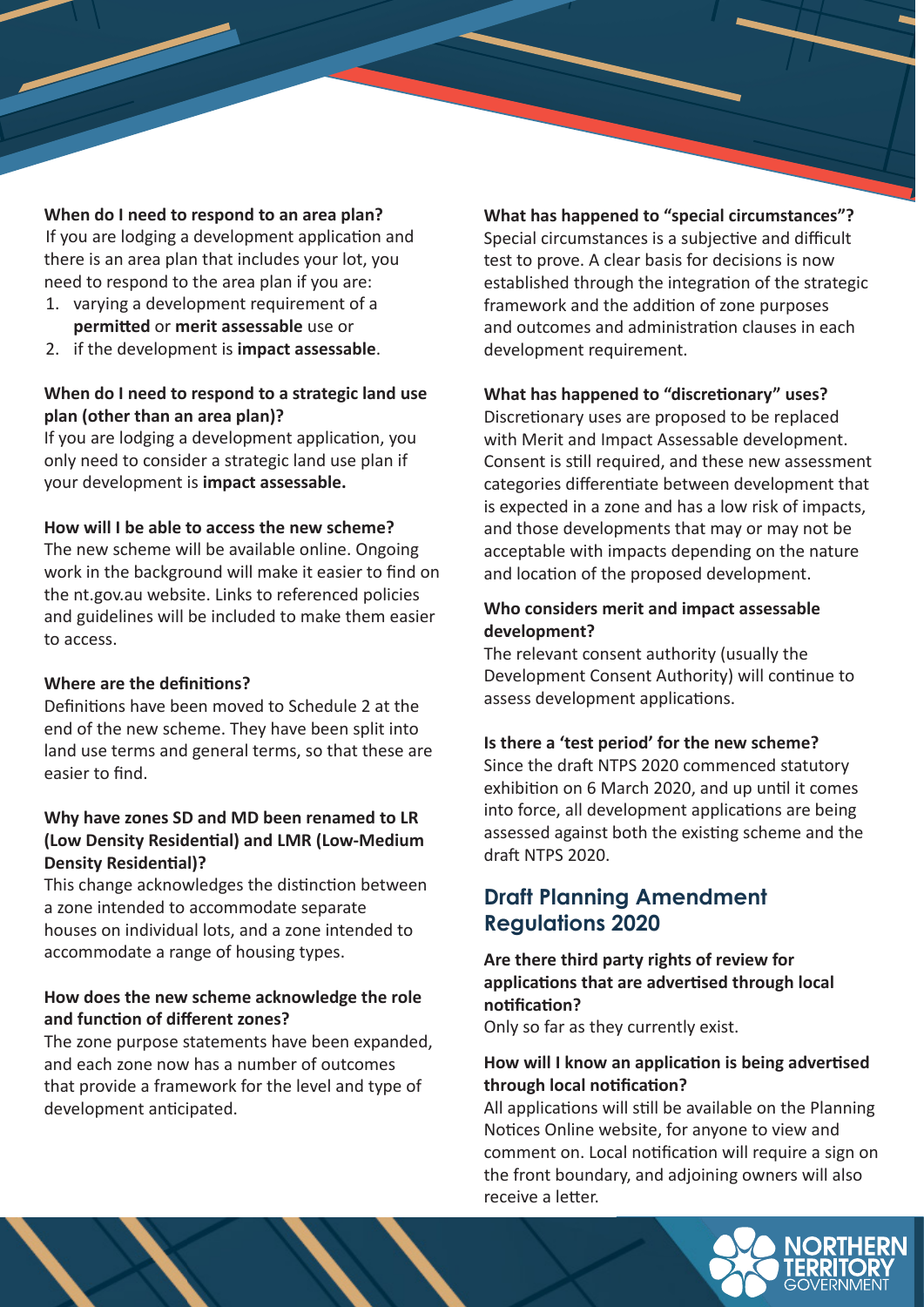**When do I need to respond to an area plan?**
If you are lodging a development application and there is an area plan that includes your lot, you need to respond to the area plan if you are:

1. varying a development requirement of a **permitted** or **merit assessable** use or
2. if the development is **impact assessable**.

**When do I need to respond to a strategic land use plan (other than an area plan)?**
If you are lodging a development application, you only need to consider a strategic land use plan if your development is **impact assessable.**

**How will I be able to access the new scheme?**
The new scheme will be available online. Ongoing work in the background will make it easier to find on the nt.gov.au website. Links to referenced policies and guidelines will be included to make them easier to access.

**Where are the definitions?**
Definitions have been moved to Schedule 2 at the end of the new scheme. They have been split into land use terms and general terms, so that these are easier to find.

**Why have zones SD and MD been renamed to LR (Low Density Residential) and LMR (Low-Medium Density Residential)?**
This change acknowledges the distinction between a zone intended to accommodate separate houses on individual lots, and a zone intended to accommodate a range of housing types.

**How does the new scheme acknowledge the role and function of different zones?**
The zone purpose statements have been expanded, and each zone now has a number of outcomes that provide a framework for the level and type of development anticipated.

**What has happened to "special circumstances"?**
Special circumstances is a subjective and difficult test to prove. A clear basis for decisions is now established through the integration of the strategic framework and the addition of zone purposes and outcomes and administration clauses in each development requirement.

**What has happened to "discretionary" uses?**
Discretionary uses are proposed to be replaced with Merit and Impact Assessable development. Consent is still required, and these new assessment categories differentiate between development that is expected in a zone and has a low risk of impacts, and those developments that may or may not be acceptable with impacts depending on the nature and location of the proposed development.

**Who considers merit and impact assessable development?**
The relevant consent authority (usually the Development Consent Authority) will continue to assess development applications.

**Is there a 'test period' for the new scheme?**
Since the draft NTPS 2020 commenced statutory exhibition on 6 March 2020, and up until it comes into force, all development applications are being assessed against both the existing scheme and the draft NTPS 2020.

## Draft Planning Amendment Regulations 2020

**Are there third party rights of review for applications that are advertised through local notification?**
Only so far as they currently exist.

**How will I know an application is being advertised through local notification?**
All applications will still be available on the Planning Notices Online website, for anyone to view and comment on. Local notification will require a sign on the front boundary, and adjoining owners will also receive a letter.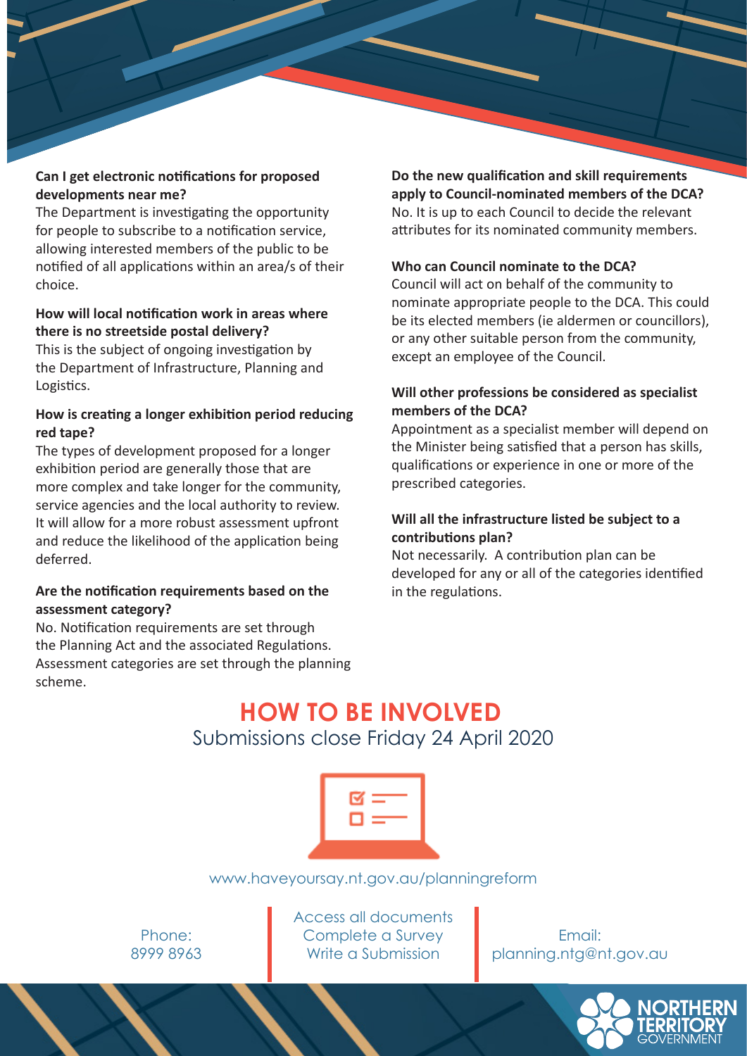**Can I get electronic notifications for proposed developments near me?**
The Department is investigating the opportunity for people to subscribe to a notification service, allowing interested members of the public to be notified of all applications within an area/s of their choice.

**How will local notification work in areas where there is no streetside postal delivery?**
This is the subject of ongoing investigation by the Department of Infrastructure, Planning and Logistics.

**How is creating a longer exhibition period reducing red tape?**
The types of development proposed for a longer exhibition period are generally those that are more complex and take longer for the community, service agencies and the local authority to review. It will allow for a more robust assessment upfront and reduce the likelihood of the application being deferred.

**Are the notification requirements based on the assessment category?**
No. Notification requirements are set through the Planning Act and the associated Regulations. Assessment categories are set through the planning scheme.

**Do the new qualification and skill requirements apply to Council-nominated members of the DCA?**
No. It is up to each Council to decide the relevant attributes for its nominated community members.

**Who can Council nominate to the DCA?**
Council will act on behalf of the community to nominate appropriate people to the DCA. This could be its elected members (ie aldermen or councillors), or any other suitable person from the community, except an employee of the Council.

**Will other professions be considered as specialist members of the DCA?**
Appointment as a specialist member will depend on the Minister being satisfied that a person has skills, qualifications or experience in one or more of the prescribed categories.

**Will all the infrastructure listed be subject to a contributions plan?**
Not necessarily. A contribution plan can be developed for any or all of the categories identified in the regulations.

## HOW TO BE INVOLVED

Submissions close Friday 24 April 2020

www.haveyoursay.nt.gov.au/planningreform

Phone:
8999 8963

Access all documents
Complete a Survey
Write a Submission

Email:
planning.ntg@nt.gov.au

NORTHERN TERRITORY GOVERNMENT